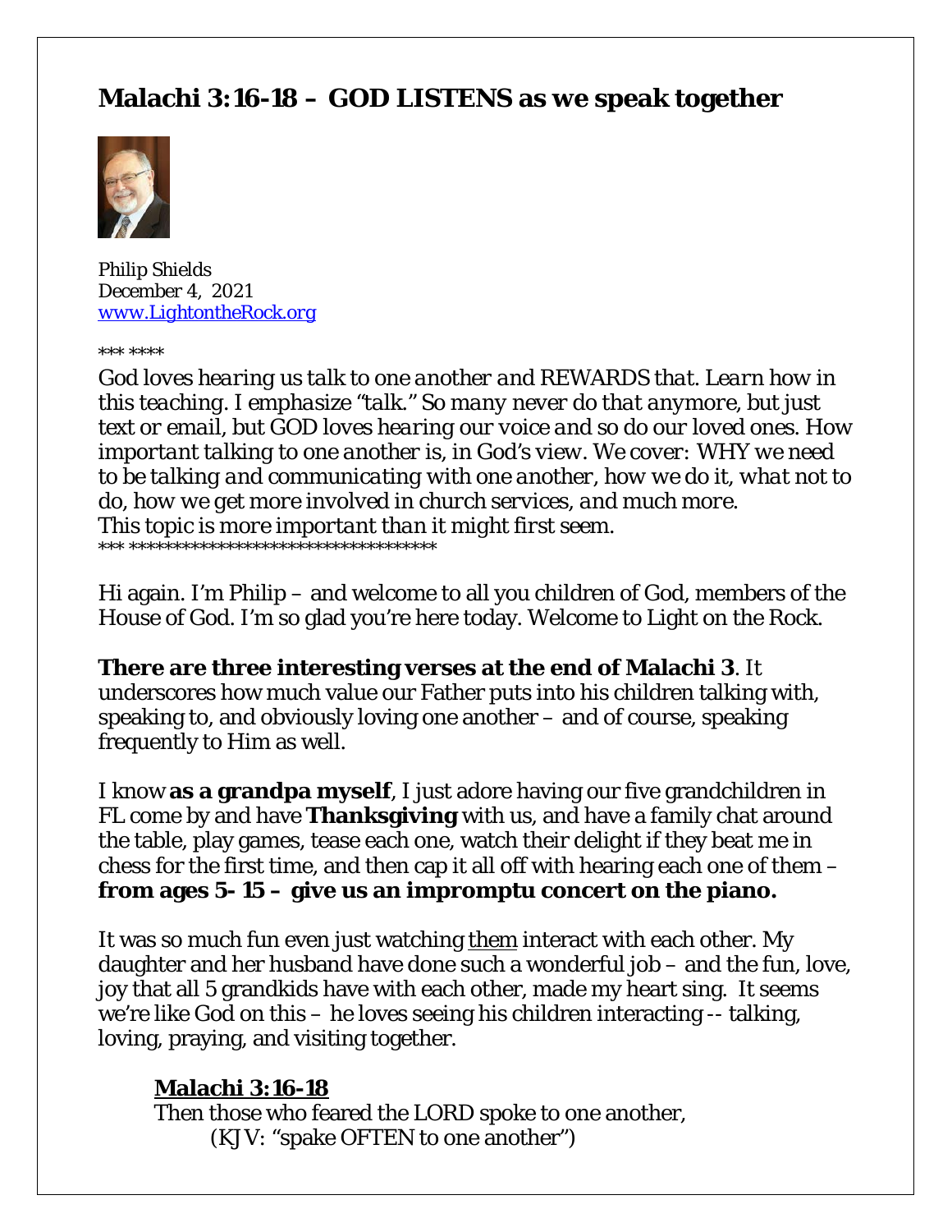# Malachi 3:16-18 – GOD LISTENS as we speak together

Philip Shields
December 4, 2021
[www.LightontheRock.org](http://www.LightontheRock.org)

*** ****

*God loves hearing us talk to one another and REWARDS that. Learn how in this teaching. I emphasize "talk." So many never do that anymore, but just text or email, but GOD loves hearing our voice and so do our loved ones. How important talking to one another is, in God's view. We cover: WHY we need to be talking and communicating with one another, how we do it, what not to do, how we get more involved in church services, and much more. This topic is more important than it might first seem.*

*** ***********************************

Hi again. I'm Philip – and welcome to all you children of God, members of the House of God. I'm so glad you're here today. Welcome to Light on the Rock.

**There are three interesting verses at the end of Malachi 3**. It underscores how much value our Father puts into his children talking with, speaking to, and obviously loving one another – and of course, speaking frequently to Him as well.

I know **as a grandpa myself**, I just adore having our five grandchildren in FL come by and have **Thanksgiving** with us, and have a family chat around the table, play games, tease each one, watch their delight if they beat me in chess for the first time, and then cap it all off with hearing each one of them – **from ages 5- 15 – give us an impromptu concert on the piano.**

It was so much fun even just watching them interact with each other. My daughter and her husband have done such a wonderful job – and the fun, love, joy that all 5 grandkids have with each other, made my heart sing. It seems we're like God on this – he loves seeing his children interacting -- talking, loving, praying, and visiting together.

> **Malachi 3:16-18**
> Then those who feared the LORD spoke to one another,
> (KJV: "spake OFTEN to one another")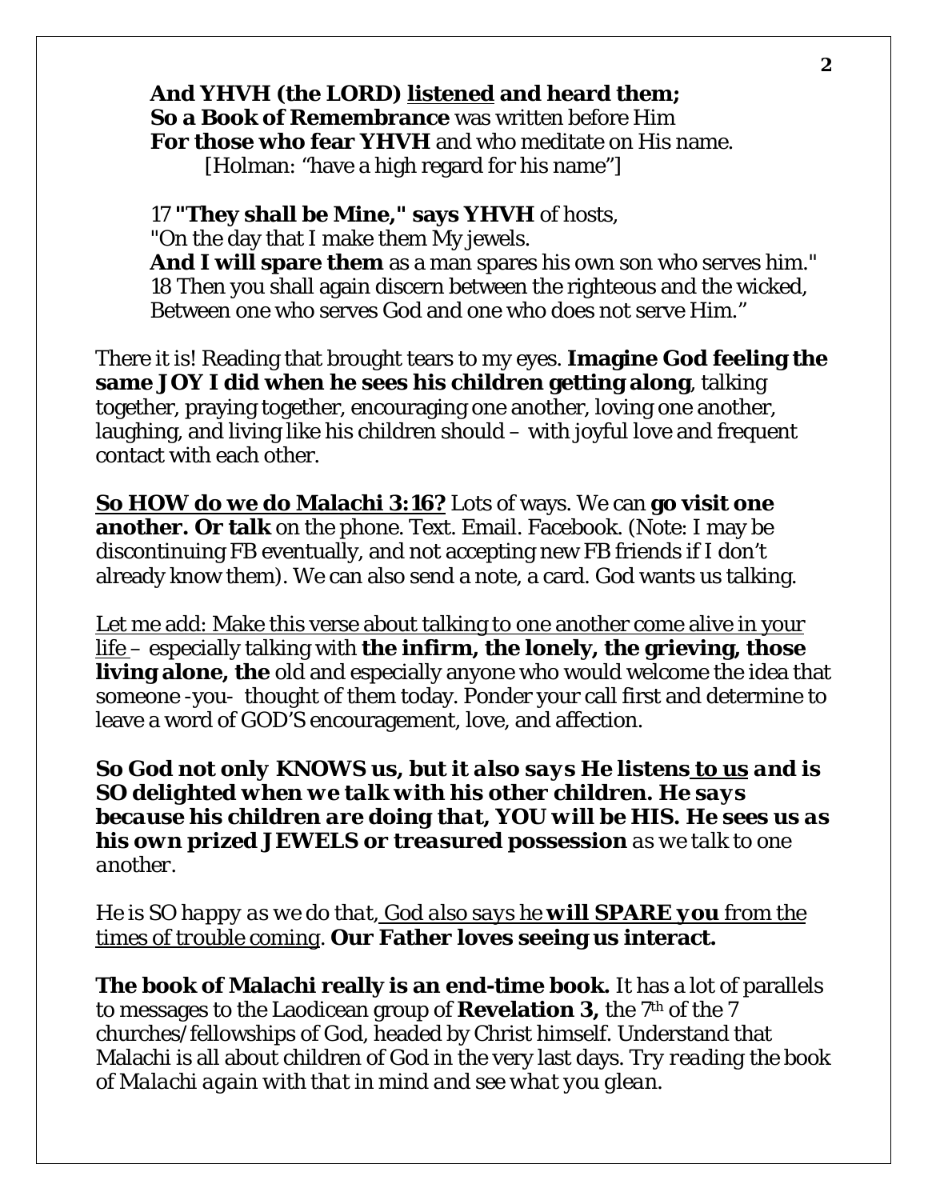> **And YHVH (the LORD)** <u>**listened**</u> **and heard them;**
> **So a Book of Remembrance** was written before Him
> **For those who fear YHVH** and who meditate on His name.
> [Holman: "have a high regard for his name"]
>
> 17 **"They shall be Mine," says YHVH** of hosts,
> "On the day that I make them My jewels.
> **And I will spare them** as a man spares his own son who serves him."
> 18 Then you shall again discern between the righteous and the wicked,
> Between one who serves God and one who does not serve Him."

There it is! Reading that brought tears to my eyes. **Imagine God feeling the same JOY I did when he sees his children getting along**, talking together, praying together, encouraging one another, loving one another, laughing, and living like his children should – with joyful love and frequent contact with each other.

<u>**So HOW do we do Malachi 3:16?**</u> Lots of ways. We can **go visit one another. Or talk** on the phone. Text. Email. Facebook. (Note: I may be discontinuing FB eventually, and not accepting new FB friends if I don't already know them). We can also send a note, a card. God wants us talking.

<u>Let me add: Make this verse about talking to one another come alive in your life</u> – especially talking with **the infirm, the lonely, the grieving, those living alone, the** old and especially anyone who would welcome the idea that someone -you- thought of them today. Ponder your call first and determine to leave a word of GOD'S encouragement, love, and affection.

***So God not only KNOWS us, but it also says He listens*** ***<u>to us</u>*** ***and is SO delighted when we talk with his other children. He says because his children are doing that, YOU will be HIS. He sees us as his own prized JEWELS or treasured possession*** *as we talk to one another.*

*He is SO happy as we do that,* <u>*God also says he* ***will SPARE you*** *from the times of trouble coming*</u>. **Our Father loves seeing us interact.**

**The book of Malachi really is an end-time book.** It has a lot of parallels to messages to the Laodicean group of **Revelation 3,** the 7th of the 7 churches/fellowships of God, headed by Christ himself. Understand that Malachi is all about children of God in the very last days. *Try reading the book of Malachi again with that in mind and see what you glean.*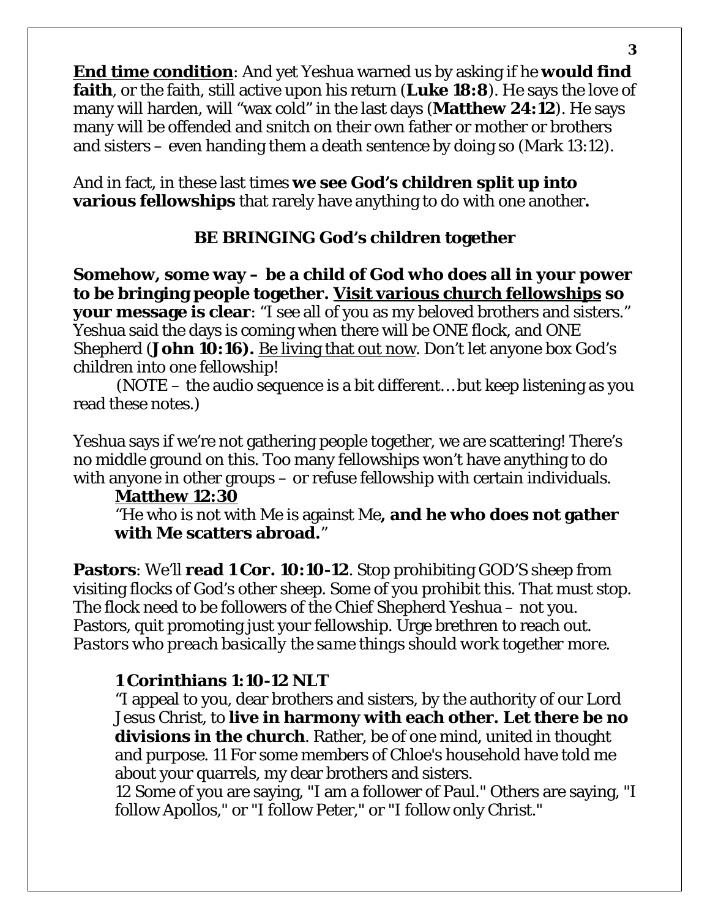<u>**End time condition**</u>: And yet Yeshua warned us by asking if he **would find faith**, or the faith, still active upon his return (**Luke 18:8**). He says the love of many will harden, will "wax cold" in the last days (**Matthew 24:12**). He says many will be offended and snitch on their own father or mother or brothers and sisters – even handing them a death sentence by doing so (Mark 13:12).

And in fact, in these last times **we see God's children split up into various fellowships** that rarely have anything to do with one another**.**

## BE BRINGING God's children together

**Somehow, some way – be a child of God who does all in your power to be bringing people together. <u>Visit various church fellowships</u> so your message is clear**: "I see all of you as my beloved brothers and sisters." Yeshua said the days is coming when there will be ONE flock, and ONE Shepherd (**John 10:16).** <u>Be living that out now</u>. Don't let anyone box God's children into one fellowship!

(NOTE – the audio sequence is a bit different… but keep listening as you read these notes.)

Yeshua says if we're not gathering people together, we are scattering! There's no middle ground on this. Too many fellowships won't have anything to do with anyone in other groups – or refuse fellowship with certain individuals.

<u>**Matthew 12:30**</u>

"He who is not with Me is against Me**, and he who does not gather with Me scatters abroad.**"

**Pastors**: We'll **read 1 Cor. 10:10-12**. Stop prohibiting GOD'S sheep from visiting flocks of God's other sheep. Some of you prohibit this. That must stop. The flock need to be followers of the Chief Shepherd Yeshua – not you. Pastors, quit promoting just your fellowship. Urge brethren to reach out. *Pastors who preach basically the same things should work together more.*

**1 Corinthians 1:10-12 NLT**

"I appeal to you, dear brothers and sisters, by the authority of our Lord Jesus Christ, to **live in harmony with each other. Let there be no divisions in the church**. Rather, be of one mind, united in thought and purpose. 11 For some members of Chloe's household have told me about your quarrels, my dear brothers and sisters.

12 Some of you are saying, "I am a follower of Paul." Others are saying, "I follow Apollos," or "I follow Peter," or "I follow only Christ."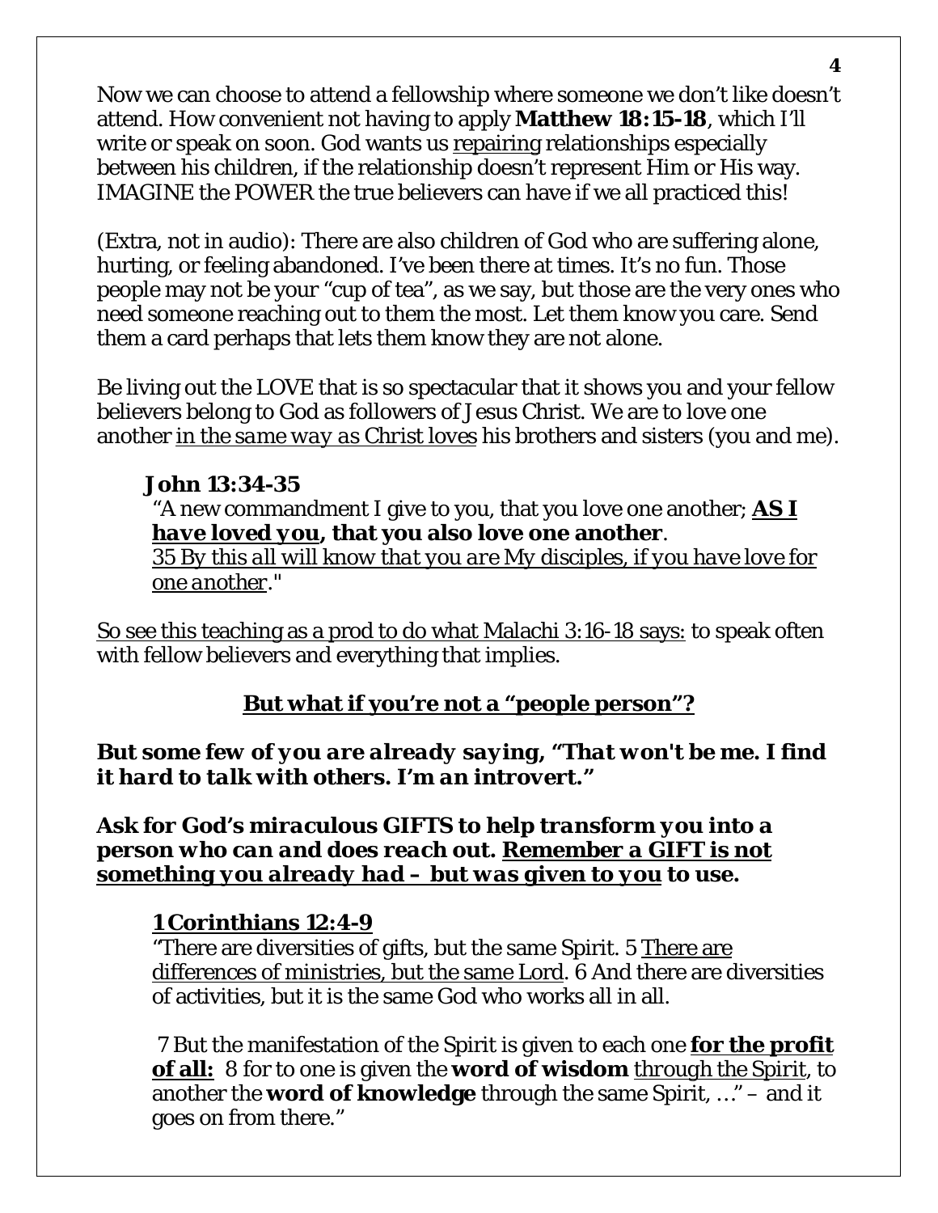Now we can choose to attend a fellowship where someone we don't like doesn't attend. How convenient not having to apply **Matthew 18:15-18**, which I'll write or speak on soon. God wants us <u>repairing</u> relationships especially between his children, if the relationship doesn't represent Him or His way. IMAGINE the POWER the true believers can have if we all practiced this!

(Extra, not in audio): There are also children of God who are suffering alone, hurting, or feeling abandoned. I've been there at times. It's no fun. Those people may not be your "cup of tea", as we say, but those are the very ones who need someone reaching out to them the most. Let them know you care. Send them a card perhaps that lets them know they are not alone.

Be living out the LOVE that is so spectacular that it shows you and your fellow believers belong to God as followers of Jesus Christ. We are to love one another <u>*in the same way as Christ loves*</u> his brothers and sisters (you and me).

> ***John 13:34-35***
> "A new commandment I give to you, that you love one another; ***<u>AS I have loved you</u>*, that you also love one another**.
> <u>*35 By this all will know that you are My disciples, if you have love for one another*</u>."

<u>So see this teaching as a prod to do what Malachi 3:16-18 says:</u> to speak often with fellow believers and everything that implies.

### <u>But what if you're not a "people person"?</u>

***But some few of you are already saying, "That won't be me. I find it hard to talk with others. I'm an introvert."***

***Ask for God's miraculous GIFTS to help transform you into a person who can and does reach out. <u>Remember a GIFT is not something you already had – but was given to you</u> to use.***

> **<u>1 Corinthians 12:4-9</u>**
> "There are diversities of gifts, but the same Spirit. 5 <u>There are differences of ministries, but the same Lord</u>. 6 And there are diversities of activities, but it is the same God who works all in all.
>
> 7 But the manifestation of the Spirit is given to each one **<u>for the profit of all:</u>** 8 for to one is given the **word of wisdom** <u>through the Spirit</u>, to another the **word of knowledge** through the same Spirit, …" – and it goes on from there."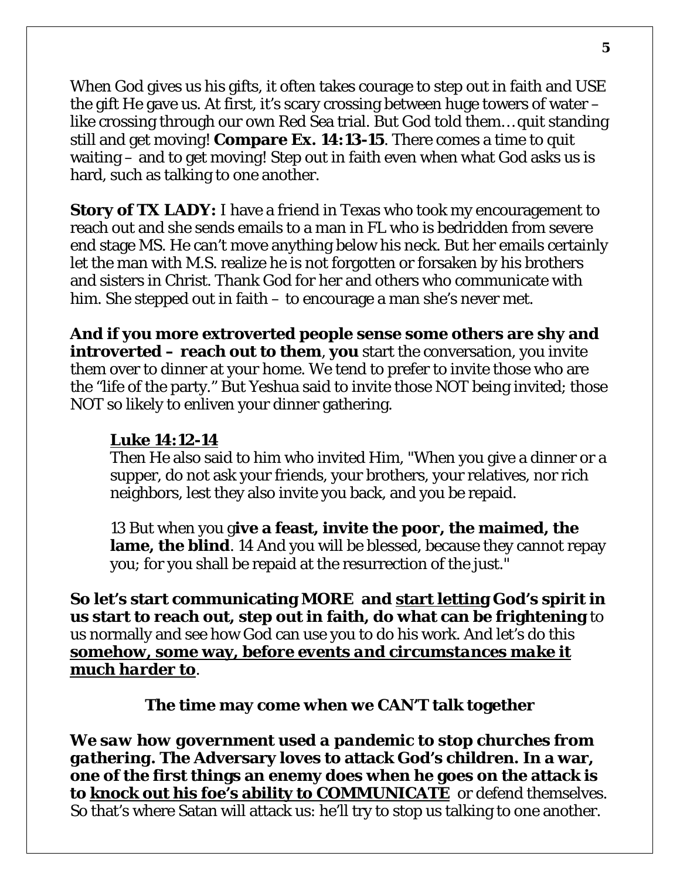When God gives us his gifts, it often takes courage to step out in faith and USE the gift He gave us. At first, it's scary crossing between huge towers of water – like crossing through our own Red Sea trial. But God told them… quit standing still and get moving! **Compare Ex. 14:13-15**. There comes a time to quit waiting – and to get moving! Step out in faith even when what God asks us is hard, such as talking to one another.

**Story of TX LADY:** I have a friend in Texas who took my encouragement to reach out and she sends emails to a man in FL who is bedridden from severe end stage MS. He can't move anything below his neck. But her emails certainly let the man with M.S. realize he is not forgotten or forsaken by his brothers and sisters in Christ. Thank God for her and others who communicate with him. She stepped out in faith – to encourage a man she's never met.

**And if you more extroverted people sense some others are shy and introverted – reach out to them**, **you** start the conversation, you invite them over to dinner at your home. We tend to prefer to invite those who are the "life of the party." But Yeshua said to invite those NOT being invited; those NOT so likely to enliven your dinner gathering.

> <u>**Luke 14:12-14**</u>
> Then He also said to him who invited Him, "When you give a dinner or a supper, do not ask your friends, your brothers, your relatives, nor rich neighbors, lest they also invite you back, and you be repaid.
>
> 13 But when you g**ive a feast, invite the poor, the maimed, the lame, the blind**. 14 And you will be blessed, because they cannot repay you; for you shall be repaid at the resurrection of the just."

**So let's start communicating MORE and <u>start letting</u> God's spirit in us start to reach out, step out in faith, do what can be frightening** to us normally and see how God can use you to do his work. And let's do this <u>***somehow, some way, before events and circumstances make it much harder to***</u>.

**The time may come when we CAN'T talk together**

***We saw how government used a pandemic to stop churches from gathering. The Adversary loves to attack God's children. In a war, one of the first things an enemy does when he goes on the attack is to <u>knock out his foe's ability to COMMUNICATE</u>*** or defend themselves. So that's where Satan will attack us: he'll try to stop us talking to one another.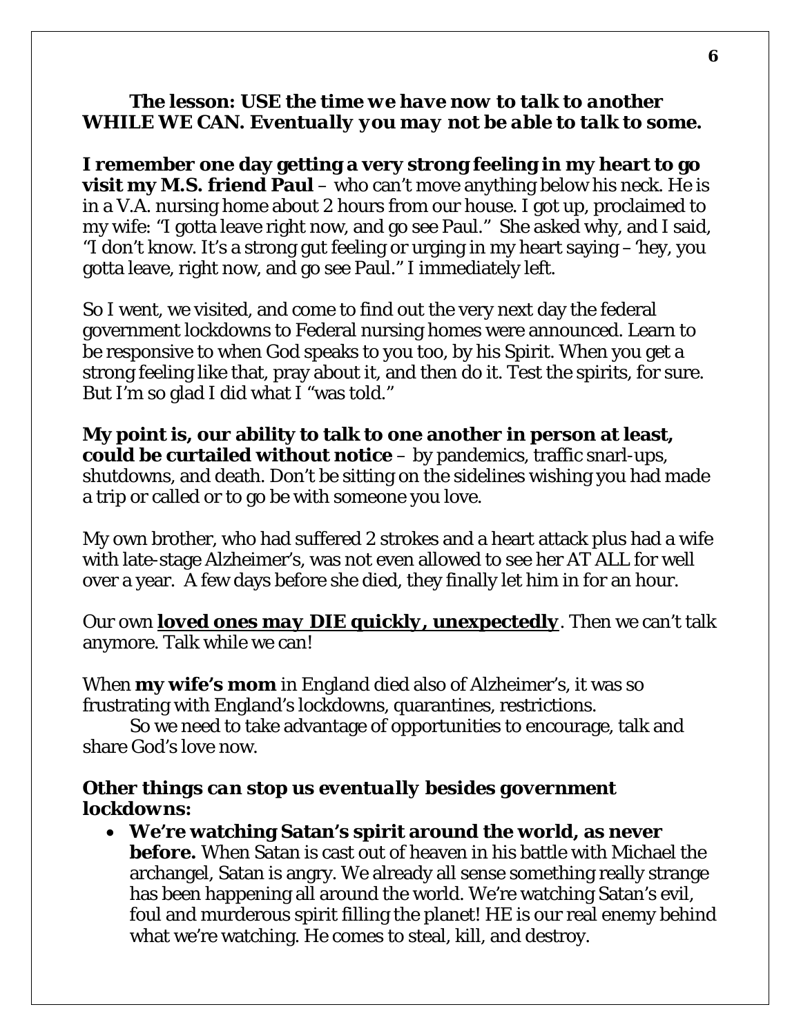***The lesson: USE the time we have now to talk to another WHILE WE CAN. Eventually you may not be able to talk to some.***

**I remember one day getting a very strong feeling in my heart to go visit my M.S. friend Paul** – who can't move anything below his neck. He is in a V.A. nursing home about 2 hours from our house. I got up, proclaimed to my wife: "I gotta leave right now, and go see Paul." She asked why, and I said, "I don't know. It's a strong gut feeling or urging in my heart saying – 'hey, you gotta leave, right now, and go see Paul." I immediately left.

So I went, we visited, and come to find out the very next day the federal government lockdowns to Federal nursing homes were announced. Learn to be responsive to when God speaks to you too, by his Spirit. When you get a strong feeling like that, pray about it, and then do it. Test the spirits, for sure. But I'm so glad I did what I "was told."

**My point is, our ability to talk to one another in person at least, could be curtailed without notice** – by pandemics, traffic snarl-ups, shutdowns, and death. Don't be sitting on the sidelines wishing you had made a trip or called or to go be with someone you love.

My own brother, who had suffered 2 strokes and a heart attack plus had a wife with late-stage Alzheimer's, was not even allowed to see her AT ALL for well over a year. A few days before she died, they finally let him in for an hour.

Our own ***loved ones may DIE quickly, unexpectedly***. Then we can't talk anymore. Talk while we can!

When **my wife's mom** in England died also of Alzheimer's, it was so frustrating with England's lockdowns, quarantines, restrictions.

So we need to take advantage of opportunities to encourage, talk and share God's love now.

***Other things can stop us eventually besides government lockdowns:***

- **We're watching Satan's spirit around the world, as never before.** When Satan is cast out of heaven in his battle with Michael the archangel, Satan is angry. We already all sense something really strange has been happening all around the world. We're watching Satan's evil, foul and murderous spirit filling the planet! HE is our real enemy behind what we're watching. He comes to steal, kill, and destroy.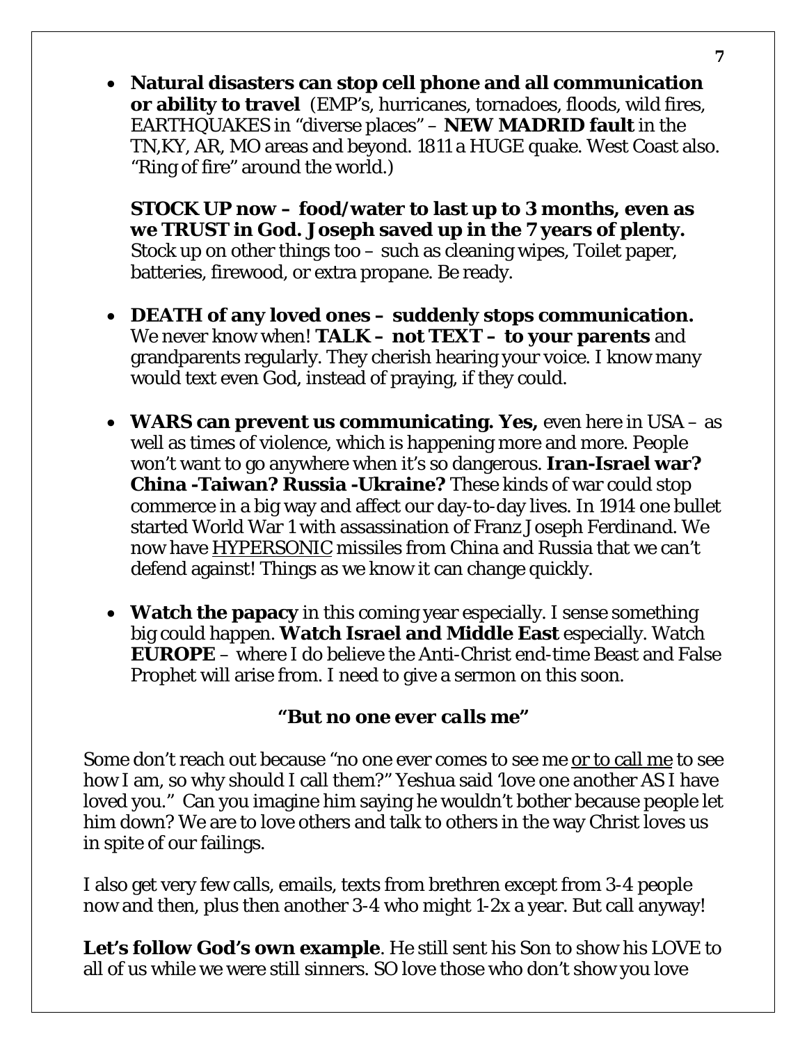- **Natural disasters can stop cell phone and all communication or ability to travel** (EMP's, hurricanes, tornadoes, floods, wild fires, EARTHQUAKES in "diverse places" – **NEW MADRID fault** in the TN,KY, AR, MO areas and beyond. 1811 a HUGE quake. West Coast also. "Ring of fire" around the world.)

  **STOCK UP now – food/water to last up to 3 months, even as we TRUST in God. Joseph saved up in the 7 years of plenty.** Stock up on other things too – such as cleaning wipes, Toilet paper, batteries, firewood, or extra propane. Be ready.

- **DEATH of any loved ones – suddenly stops communication.** We never know when! **TALK – not TEXT – to your parents** and grandparents regularly. They cherish hearing your voice. I know many would text even God, instead of praying, if they could.

- **WARS can prevent us communicating. Yes,** even here in USA – as well as times of violence, which is happening more and more. People won't want to go anywhere when it's so dangerous. **Iran-Israel war? China -Taiwan? Russia -Ukraine?** These kinds of war could stop commerce in a big way and affect our day-to-day lives. In 1914 one bullet started World War 1 with assassination of Franz Joseph Ferdinand. We now have <u>HYPERSONIC</u> missiles from China and Russia that we can't defend against! Things as we know it can change quickly.

- **Watch the papacy** in this coming year especially. I sense something big could happen. **Watch Israel and Middle East** especially. Watch **EUROPE** – where I do believe the Anti-Christ end-time Beast and False Prophet will arise from. I need to give a sermon on this soon.

### *"But no one ever calls me"*

Some don't reach out because "no one ever comes to see me <u>or to call me</u> to see how I am, so why should I call them?" Yeshua said 'love one another AS I have loved you." Can you imagine him saying he wouldn't bother because people let him down? We are to love others and talk to others in the way Christ loves us in spite of our failings.

I also get very few calls, emails, texts from brethren except from 3-4 people now and then, plus then another 3-4 who might 1-2x a year. But call anyway!

**Let's follow God's own example**. He still sent his Son to show his LOVE to all of us while we were still sinners. SO love those who don't show you love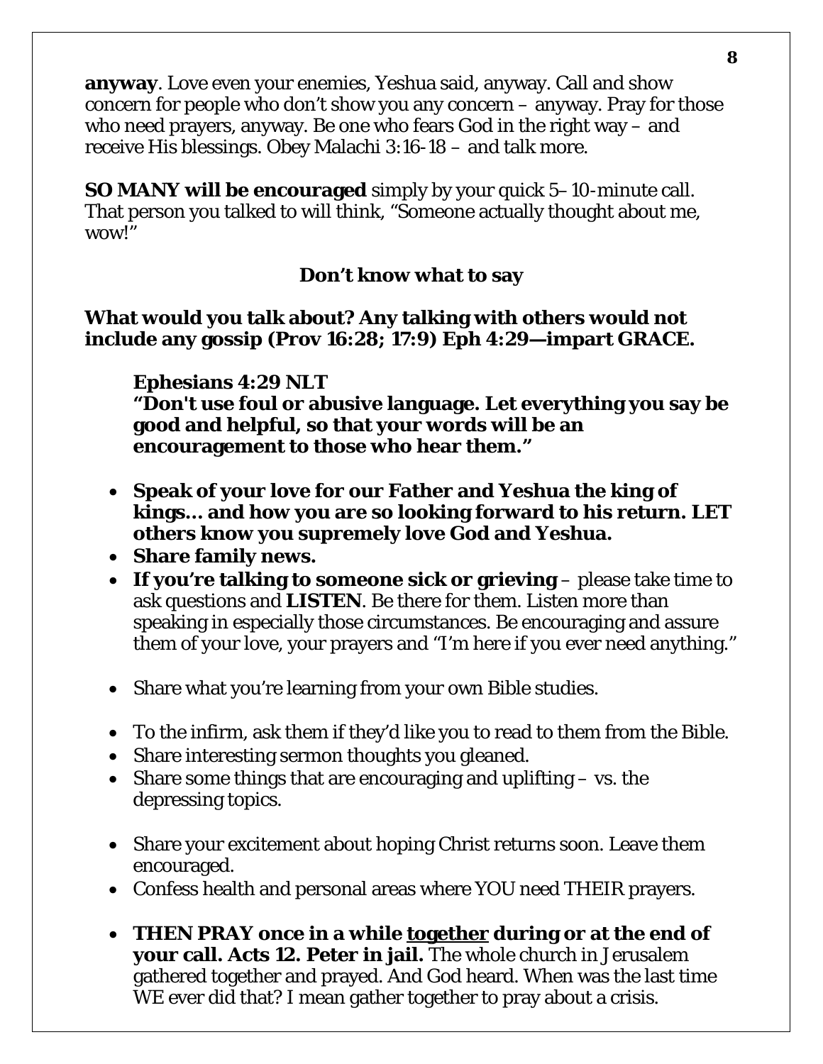**anyway**. Love even your enemies, Yeshua said, anyway. Call and show concern for people who don't show you any concern – anyway. Pray for those who need prayers, anyway. Be one who fears God in the right way – and receive His blessings. Obey Malachi 3:16-18 – and talk more.

**SO MANY will be encouraged** simply by your quick 5–10-minute call. That person you talked to will think, "Someone actually thought about me, wow!"

### Don't know what to say

**What would you talk about? Any talking with others would not include any gossip (Prov 16:28; 17:9) Eph 4:29—impart GRACE.**

> **Ephesians 4:29 NLT**
> **"Don't use foul or abusive language. Let everything you say be good and helpful, so that your words will be an encouragement to those who hear them."**

- **Speak of your love for our Father and Yeshua the king of kings… and how you are so looking forward to his return. LET others know you supremely love God and Yeshua.**
- **Share family news.**
- **If you're talking to someone sick or grieving** – please take time to ask questions and **LISTEN**. Be there for them. Listen more than speaking in especially those circumstances. Be encouraging and assure them of your love, your prayers and "I'm here if you ever need anything."
- Share what you're learning from your own Bible studies.
- To the infirm, ask them if they'd like you to read to them from the Bible.
- Share interesting sermon thoughts you gleaned.
- Share some things that are encouraging and uplifting – vs. the depressing topics.
- Share your excitement about hoping Christ returns soon. Leave them encouraged.
- Confess health and personal areas where YOU need THEIR prayers.
- **THEN PRAY once in a while <u>together</u> during or at the end of your call. Acts 12. Peter in jail.** The whole church in Jerusalem gathered together and prayed. And God heard. When was the last time WE ever did that? I mean gather together to pray about a crisis.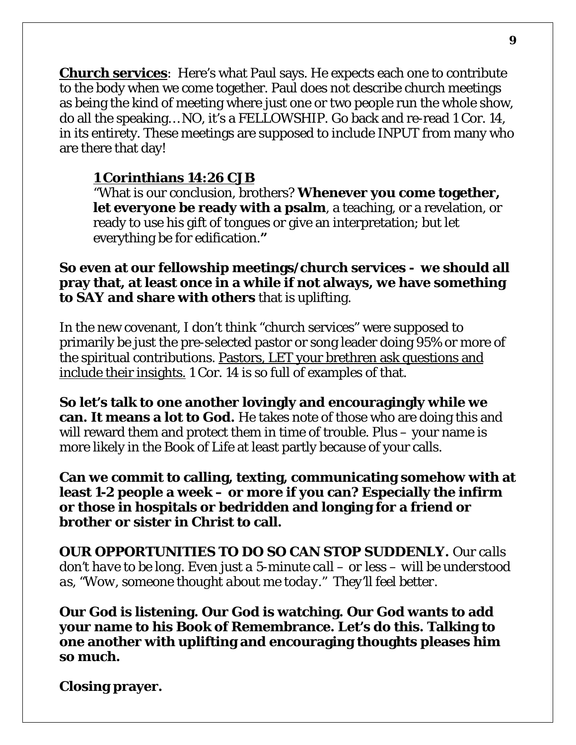<u>**Church services**</u>: Here's what Paul says. He expects each one to contribute to the body when we come together. Paul does not describe church meetings as being the kind of meeting where just one or two people run the whole show, do all the speaking… NO, it's a FELLOWSHIP. Go back and re-read 1 Cor. 14, in its entirety. These meetings are supposed to include INPUT from many who are there that day!

> <u>**1 Corinthians 14:26 CJB**</u>
> "What is our conclusion, brothers? **Whenever you come together, let everyone be ready with a psalm**, a teaching, or a revelation, or ready to use his gift of tongues or give an interpretation; but let everything be for edification.**"**

**So even at our fellowship meetings/church services - we should all pray that, at least once in a while if not always, we have something to SAY and share with others** that is uplifting.

In the new covenant, I don't think "church services" were supposed to primarily be just the pre-selected pastor or song leader doing 95% or more of the spiritual contributions. <u>Pastors, LET your brethren ask questions and include their insights.</u> 1 Cor. 14 is so full of examples of that.

**So let's talk to one another lovingly and encouragingly while we can. It means a lot to God.** He takes note of those who are doing this and will reward them and protect them in time of trouble. Plus – your name is more likely in the Book of Life at least partly because of your calls.

**Can we commit to calling, texting, communicating somehow with at least 1-2 people a week – or more if you can? Especially the infirm or those in hospitals or bedridden and longing for a friend or brother or sister in Christ to call.**

**OUR OPPORTUNITIES TO DO SO CAN STOP SUDDENLY.** *Our calls don't have to be long. Even just a 5-minute call – or less – will be understood as, "Wow, someone thought about me today." They'll feel better.*

**Our God is listening. Our God is watching. Our God wants to add your name to his Book of Remembrance. Let's do this. Talking to one another with uplifting and encouraging thoughts pleases him so much.**

**Closing prayer.**